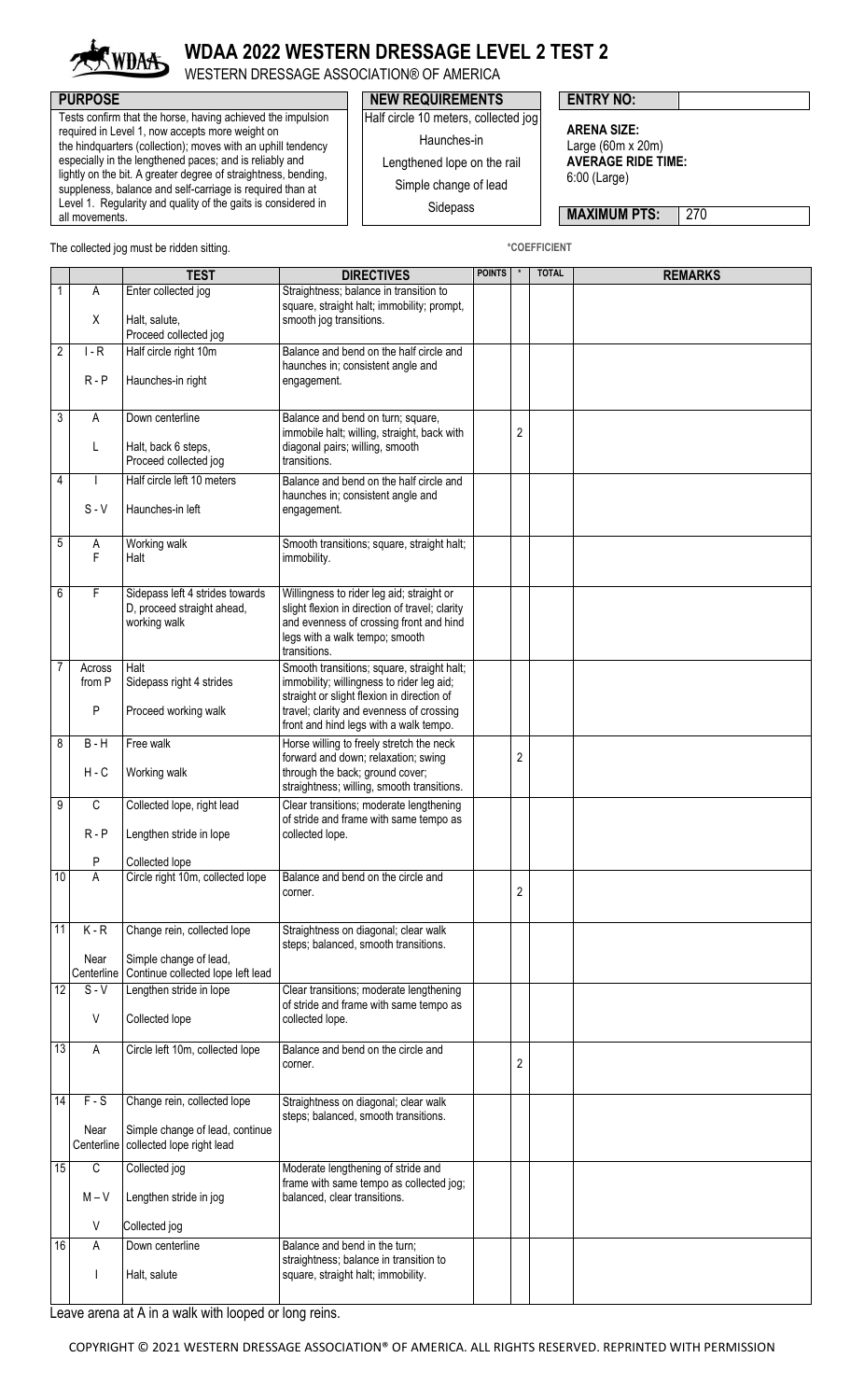# WDAA 2022 WESTERN DRESSAGE LEVEL 2 TEST 2

WESTERN DRESSAGE ASSOCIATION® OF AMERICA

**PURPOSE**

Tests confirm that the horse, having achieved the impulsion required in Level 1, now accepts more weight on the hindquarters (collection); moves with an uphill tendency especially in the lengthened paces; and is reliably and lightly on the bit. A greater degree of straightness, bending, suppleness, balance and self-carriage is required than at Level 1. Regularity and quality of the gaits is considered in all movements.

**NEW REQUIREMENTS**

Half circle 10 meters, collected jog
Haunches-in
Lengthened lope on the rail
Simple change of lead
Sidepass

**ENTRY NO:**

**ARENA SIZE:** Large (60m x 20m)
**AVERAGE RIDE TIME:** 6:00 (Large)

**MAXIMUM PTS:** 270

The collected jog must be ridden sitting.

*COEFFICIENT

| | | TEST | DIRECTIVES | POINTS | * | TOTAL | REMARKS |
|---|---|---|---|---|---|---|---|
| 1 | A<br>X | Enter collected jog<br>Halt, salute,<br>Proceed collected jog | Straightness; balance in transition to square, straight halt; immobility; prompt, smooth jog transitions. | | | | |
| 2 | I - R<br>R - P | Half circle right 10m<br>Haunches-in right | Balance and bend on the half circle and haunches in; consistent angle and engagement. | | | | |
| 3 | A<br>L | Down centerline<br>Halt, back 6 steps,<br>Proceed collected jog | Balance and bend on turn; square, immobile halt; willing, straight, back with diagonal pairs; willing, smooth transitions. | | 2 | | |
| 4 | I<br>S - V | Half circle left 10 meters<br>Haunches-in left | Balance and bend on the half circle and haunches in; consistent angle and engagement. | | | | |
| 5 | A<br>F | Working walk<br>Halt | Smooth transitions; square, straight halt; immobility. | | | | |
| 6 | F | Sidepass left 4 strides towards D, proceed straight ahead, working walk | Willingness to rider leg aid; straight or slight flexion in direction of travel; clarity and evenness of crossing front and hind legs with a walk tempo; smooth transitions. | | | | |
| 7 | Across from P<br>P | Halt<br>Sidepass right 4 strides<br>Proceed working walk | Smooth transitions; square, straight halt; immobility; willingness to rider leg aid; straight or slight flexion in direction of travel; clarity and evenness of crossing front and hind legs with a walk tempo. | | | | |
| 8 | B - H<br>H - C | Free walk<br>Working walk | Horse willing to freely stretch the neck forward and down; relaxation; swing through the back; ground cover; straightness; willing, smooth transitions. | | 2 | | |
| 9 | C<br>R - P<br>P | Collected lope, right lead<br>Lengthen stride in lope<br>Collected lope | Clear transitions; moderate lengthening of stride and frame with same tempo as collected lope. | | | | |
| 10 | A | Circle right 10m, collected lope | Balance and bend on the circle and corner. | | 2 | | |
| 11 | K - R<br>Near Centerline | Change rein, collected lope<br>Simple change of lead,<br>Continue collected lope left lead | Straightness on diagonal; clear walk steps; balanced, smooth transitions. | | | | |
| 12 | S - V<br>V | Lengthen stride in lope<br>Collected lope | Clear transitions; moderate lengthening of stride and frame with same tempo as collected lope. | | | | |
| 13 | A | Circle left 10m, collected lope | Balance and bend on the circle and corner. | | 2 | | |
| 14 | F - S<br>Near Centerline | Change rein, collected lope<br>Simple change of lead, continue collected lope right lead | Straightness on diagonal; clear walk steps; balanced, smooth transitions. | | | | |
| 15 | C<br>M – V<br>V | Collected jog<br>Lengthen stride in jog<br>Collected jog | Moderate lengthening of stride and frame with same tempo as collected jog; balanced, clear transitions. | | | | |
| 16 | A<br>I | Down centerline<br>Halt, salute | Balance and bend in the turn; straightness; balance in transition to square, straight halt; immobility. | | | | |

Leave arena at A in a walk with looped or long reins.

COPYRIGHT © 2021 WESTERN DRESSAGE ASSOCIATION® OF AMERICA. ALL RIGHTS RESERVED. REPRINTED WITH PERMISSION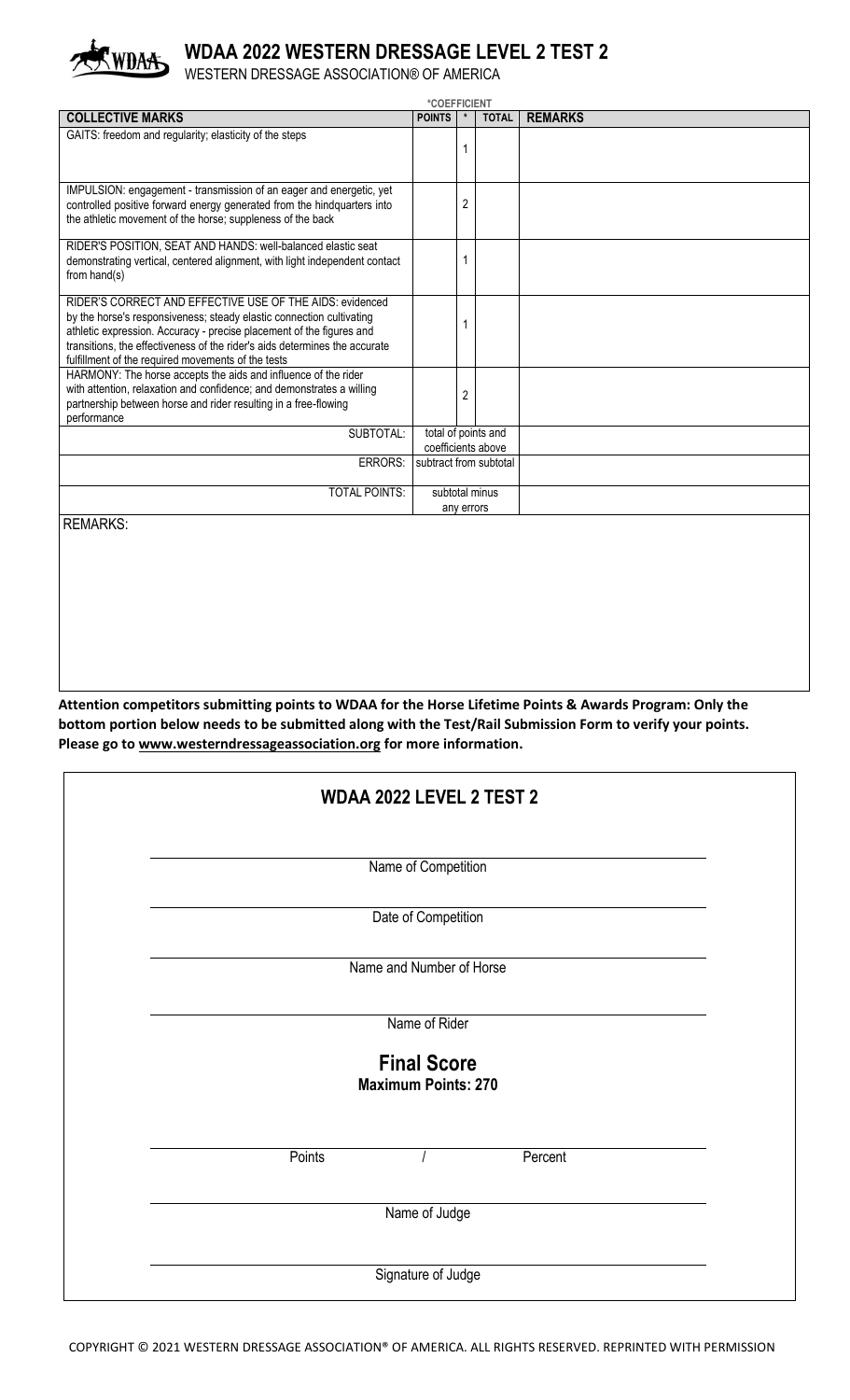# WDAA 2022 WESTERN DRESSAGE LEVEL 2 TEST 2

WESTERN DRESSAGE ASSOCIATION® OF AMERICA

| COLLECTIVE MARKS | POINTS | *COEFFICIENT | TOTAL | REMARKS |
|---|---|---|---|---|
| GAITS: freedom and regularity; elasticity of the steps | | 1 | | |
| IMPULSION: engagement - transmission of an eager and energetic, yet controlled positive forward energy generated from the hindquarters into the athletic movement of the horse; suppleness of the back | | 2 | | |
| RIDER'S POSITION, SEAT AND HANDS: well-balanced elastic seat demonstrating vertical, centered alignment, with light independent contact from hand(s) | | 1 | | |
| RIDER'S CORRECT AND EFFECTIVE USE OF THE AIDS: evidenced by the horse's responsiveness; steady elastic connection cultivating athletic expression. Accuracy - precise placement of the figures and transitions, the effectiveness of the rider's aids determines the accurate fulfillment of the required movements of the tests | | 1 | | |
| HARMONY: The horse accepts the aids and influence of the rider with attention, relaxation and confidence; and demonstrates a willing partnership between horse and rider resulting in a free-flowing performance | | 2 | | |
| SUBTOTAL: | total of points and coefficients above | | | |
| ERRORS: | subtract from subtotal | | | |
| TOTAL POINTS: | subtotal minus any errors | | | |

REMARKS:

**Attention competitors submitting points to WDAA for the Horse Lifetime Points & Awards Program: Only the bottom portion below needs to be submitted along with the Test/Rail Submission Form to verify your points. Please go to www.westerndressageassociation.org for more information.**

## WDAA 2022 LEVEL 2 TEST 2

Name of Competition

Date of Competition

Name and Number of Horse

Name of Rider

**Final Score**

**Maximum Points: 270**

Points / Percent

Name of Judge

Signature of Judge

COPYRIGHT © 2021 WESTERN DRESSAGE ASSOCIATION® OF AMERICA. ALL RIGHTS RESERVED. REPRINTED WITH PERMISSION